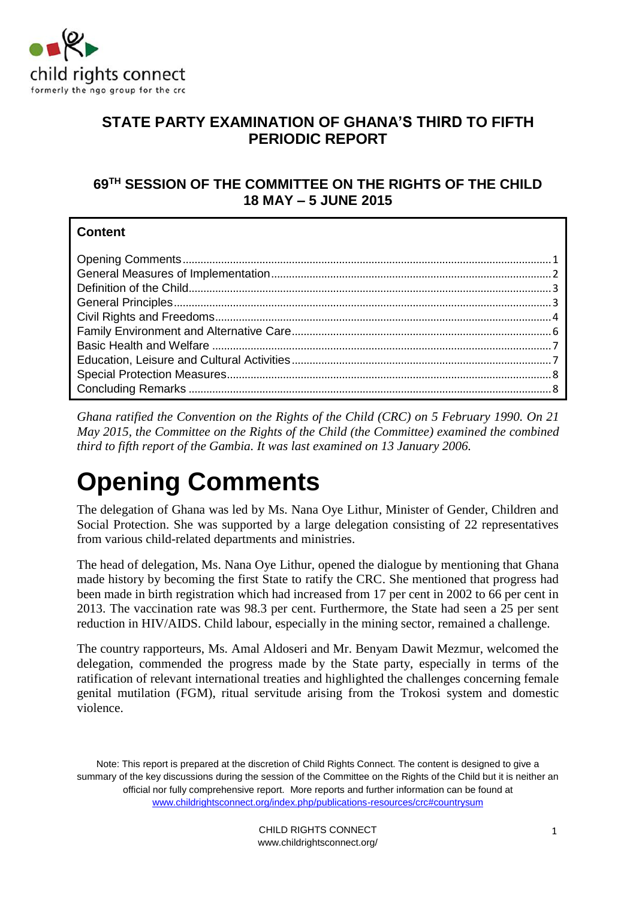child rights connect
formerly the ngo group for the crc

## STATE PARTY EXAMINATION OF GHANA'S THIRD TO FIFTH PERIODIC REPORT

### 69[TH] SESSION OF THE COMMITTEE ON THE RIGHTS OF THE CHILD 18 MAY – 5 JUNE 2015

**Content**

| | |
|---|---|
| Opening Comments | 1 |
| General Measures of Implementation | 2 |
| Definition of the Child | 3 |
| General Principles | 3 |
| Civil Rights and Freedoms | 4 |
| Family Environment and Alternative Care | 6 |
| Basic Health and Welfare | 7 |
| Education, Leisure and Cultural Activities | 7 |
| Special Protection Measures | 8 |
| Concluding Remarks | 8 |

*Ghana ratified the Convention on the Rights of the Child (CRC) on 5 February 1990. On 21 May 2015, the Committee on the Rights of the Child (the Committee) examined the combined third to fifth report of the Gambia. It was last examined on 13 January 2006.*

# Opening Comments

The delegation of Ghana was led by Ms. Nana Oye Lithur, Minister of Gender, Children and Social Protection. She was supported by a large delegation consisting of 22 representatives from various child-related departments and ministries.

The head of delegation, Ms. Nana Oye Lithur, opened the dialogue by mentioning that Ghana made history by becoming the first State to ratify the CRC. She mentioned that progress had been made in birth registration which had increased from 17 per cent in 2002 to 66 per cent in 2013. The vaccination rate was 98.3 per cent. Furthermore, the State had seen a 25 per sent reduction in HIV/AIDS. Child labour, especially in the mining sector, remained a challenge.

The country rapporteurs, Ms. Amal Aldoseri and Mr. Benyam Dawit Mezmur, welcomed the delegation, commended the progress made by the State party, especially in terms of the ratification of relevant international treaties and highlighted the challenges concerning female genital mutilation (FGM), ritual servitude arising from the Trokosi system and domestic violence.

Note: This report is prepared at the discretion of Child Rights Connect. The content is designed to give a summary of the key discussions during the session of the Committee on the Rights of the Child but it is neither an official nor fully comprehensive report. More reports and further information can be found at www.childrightsconnect.org/index.php/publications-resources/crc#countrysum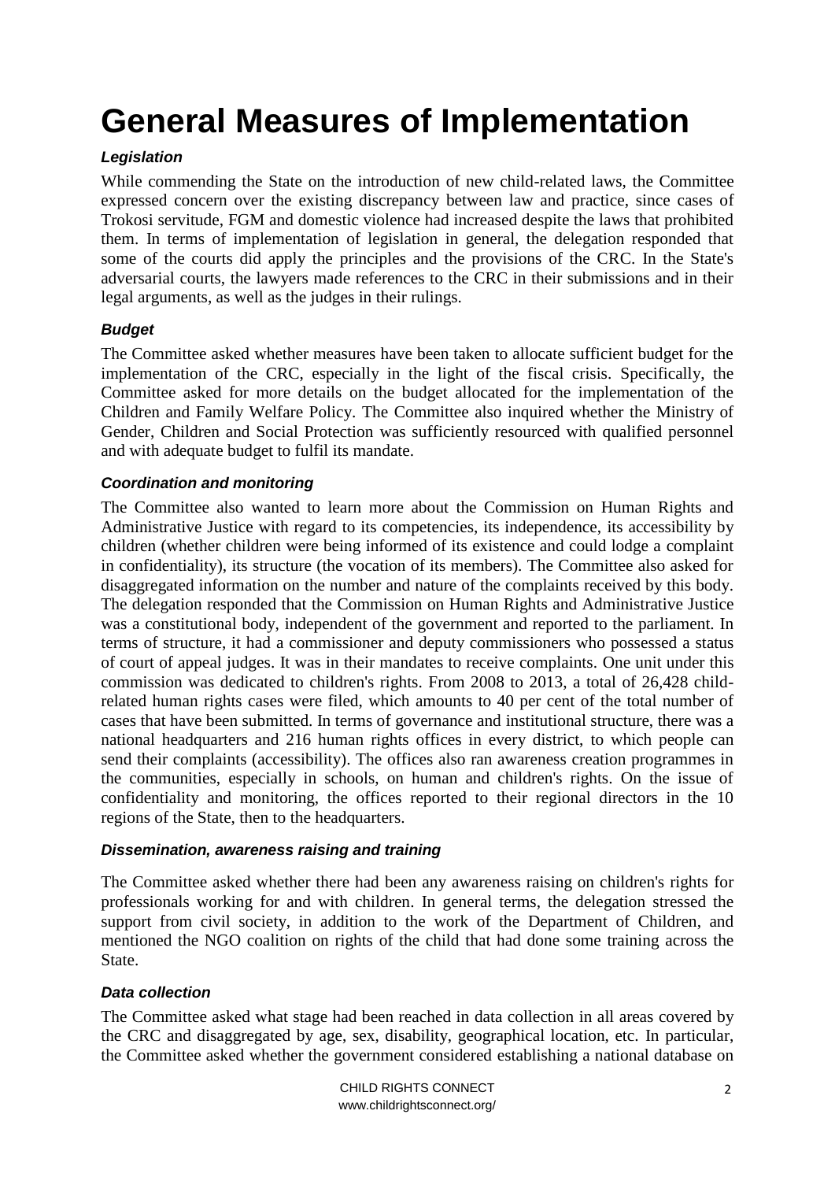# General Measures of Implementation

### *Legislation*

While commending the State on the introduction of new child-related laws, the Committee expressed concern over the existing discrepancy between law and practice, since cases of Trokosi servitude, FGM and domestic violence had increased despite the laws that prohibited them. In terms of implementation of legislation in general, the delegation responded that some of the courts did apply the principles and the provisions of the CRC. In the State's adversarial courts, the lawyers made references to the CRC in their submissions and in their legal arguments, as well as the judges in their rulings.

### *Budget*

The Committee asked whether measures have been taken to allocate sufficient budget for the implementation of the CRC, especially in the light of the fiscal crisis. Specifically, the Committee asked for more details on the budget allocated for the implementation of the Children and Family Welfare Policy. The Committee also inquired whether the Ministry of Gender, Children and Social Protection was sufficiently resourced with qualified personnel and with adequate budget to fulfil its mandate.

### *Coordination and monitoring*

The Committee also wanted to learn more about the Commission on Human Rights and Administrative Justice with regard to its competencies, its independence, its accessibility by children (whether children were being informed of its existence and could lodge a complaint in confidentiality), its structure (the vocation of its members). The Committee also asked for disaggregated information on the number and nature of the complaints received by this body. The delegation responded that the Commission on Human Rights and Administrative Justice was a constitutional body, independent of the government and reported to the parliament. In terms of structure, it had a commissioner and deputy commissioners who possessed a status of court of appeal judges. It was in their mandates to receive complaints. One unit under this commission was dedicated to children's rights. From 2008 to 2013, a total of 26,428 child-related human rights cases were filed, which amounts to 40 per cent of the total number of cases that have been submitted. In terms of governance and institutional structure, there was a national headquarters and 216 human rights offices in every district, to which people can send their complaints (accessibility). The offices also ran awareness creation programmes in the communities, especially in schools, on human and children's rights. On the issue of confidentiality and monitoring, the offices reported to their regional directors in the 10 regions of the State, then to the headquarters.

### *Dissemination, awareness raising and training*

The Committee asked whether there had been any awareness raising on children's rights for professionals working for and with children. In general terms, the delegation stressed the support from civil society, in addition to the work of the Department of Children, and mentioned the NGO coalition on rights of the child that had done some training across the State.

### *Data collection*

The Committee asked what stage had been reached in data collection in all areas covered by the CRC and disaggregated by age, sex, disability, geographical location, etc. In particular, the Committee asked whether the government considered establishing a national database on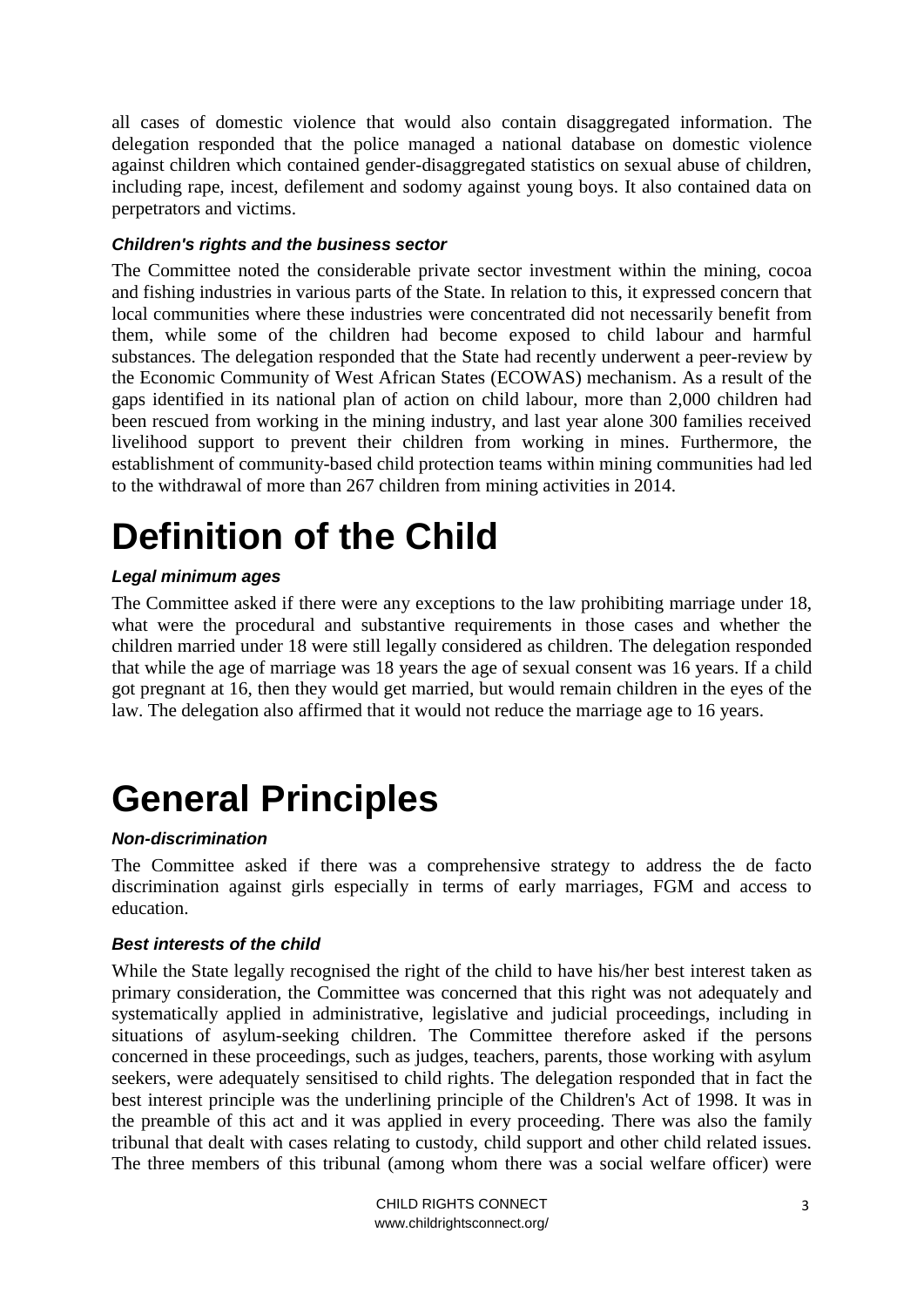all cases of domestic violence that would also contain disaggregated information. The delegation responded that the police managed a national database on domestic violence against children which contained gender-disaggregated statistics on sexual abuse of children, including rape, incest, defilement and sodomy against young boys. It also contained data on perpetrators and victims.

### *Children's rights and the business sector*

The Committee noted the considerable private sector investment within the mining, cocoa and fishing industries in various parts of the State. In relation to this, it expressed concern that local communities where these industries were concentrated did not necessarily benefit from them, while some of the children had become exposed to child labour and harmful substances. The delegation responded that the State had recently underwent a peer-review by the Economic Community of West African States (ECOWAS) mechanism. As a result of the gaps identified in its national plan of action on child labour, more than 2,000 children had been rescued from working in the mining industry, and last year alone 300 families received livelihood support to prevent their children from working in mines. Furthermore, the establishment of community-based child protection teams within mining communities had led to the withdrawal of more than 267 children from mining activities in 2014.

# Definition of the Child

### *Legal minimum ages*

The Committee asked if there were any exceptions to the law prohibiting marriage under 18, what were the procedural and substantive requirements in those cases and whether the children married under 18 were still legally considered as children. The delegation responded that while the age of marriage was 18 years the age of sexual consent was 16 years. If a child got pregnant at 16, then they would get married, but would remain children in the eyes of the law. The delegation also affirmed that it would not reduce the marriage age to 16 years.

# General Principles

### *Non-discrimination*

The Committee asked if there was a comprehensive strategy to address the de facto discrimination against girls especially in terms of early marriages, FGM and access to education.

### *Best interests of the child*

While the State legally recognised the right of the child to have his/her best interest taken as primary consideration, the Committee was concerned that this right was not adequately and systematically applied in administrative, legislative and judicial proceedings, including in situations of asylum-seeking children. The Committee therefore asked if the persons concerned in these proceedings, such as judges, teachers, parents, those working with asylum seekers, were adequately sensitised to child rights. The delegation responded that in fact the best interest principle was the underlining principle of the Children's Act of 1998. It was in the preamble of this act and it was applied in every proceeding. There was also the family tribunal that dealt with cases relating to custody, child support and other child related issues. The three members of this tribunal (among whom there was a social welfare officer) were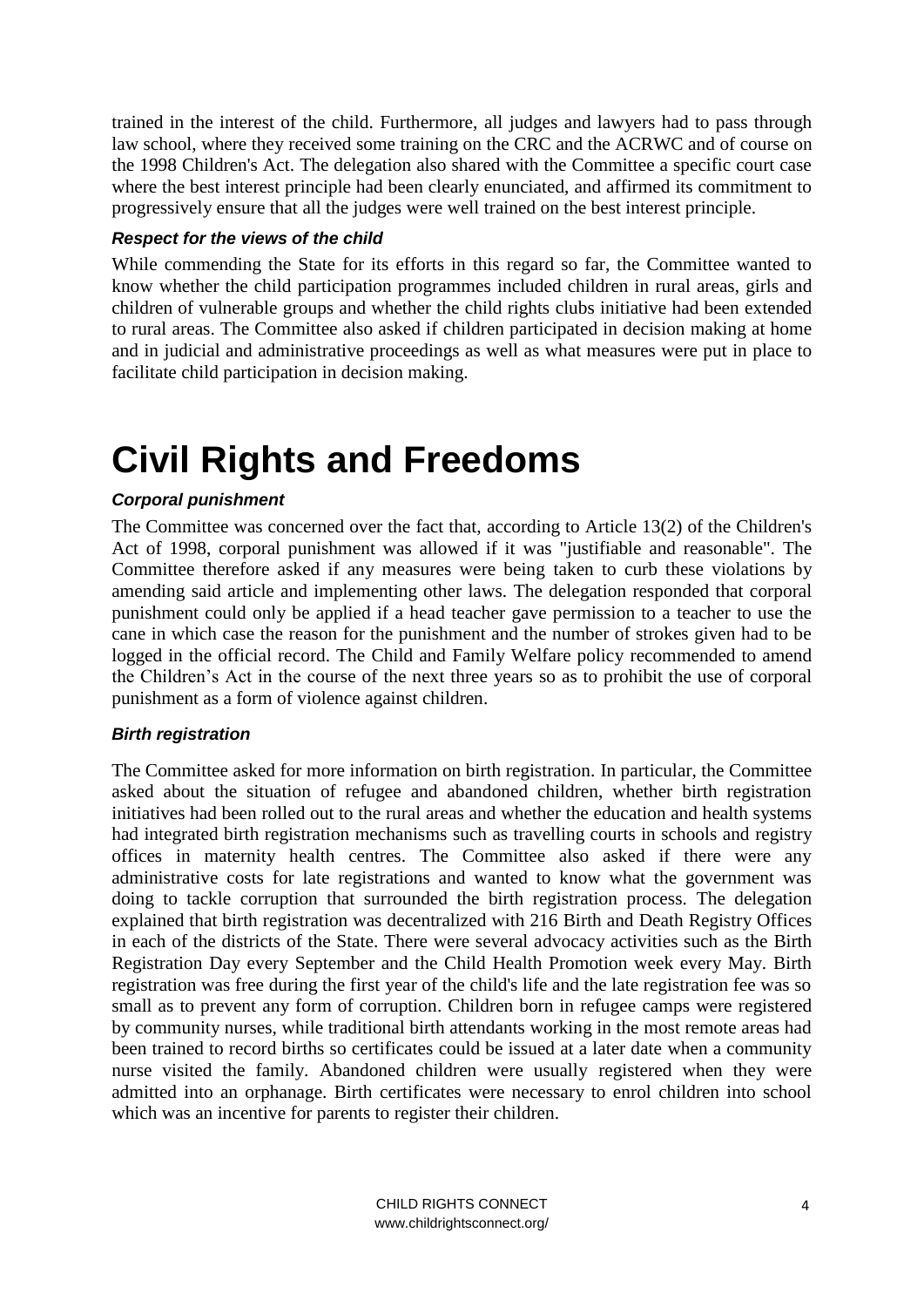trained in the interest of the child. Furthermore, all judges and lawyers had to pass through law school, where they received some training on the CRC and the ACRWC and of course on the 1998 Children's Act. The delegation also shared with the Committee a specific court case where the best interest principle had been clearly enunciated, and affirmed its commitment to progressively ensure that all the judges were well trained on the best interest principle.

### *Respect for the views of the child*

While commending the State for its efforts in this regard so far, the Committee wanted to know whether the child participation programmes included children in rural areas, girls and children of vulnerable groups and whether the child rights clubs initiative had been extended to rural areas. The Committee also asked if children participated in decision making at home and in judicial and administrative proceedings as well as what measures were put in place to facilitate child participation in decision making.

# Civil Rights and Freedoms

### *Corporal punishment*

The Committee was concerned over the fact that, according to Article 13(2) of the Children's Act of 1998, corporal punishment was allowed if it was "justifiable and reasonable". The Committee therefore asked if any measures were being taken to curb these violations by amending said article and implementing other laws. The delegation responded that corporal punishment could only be applied if a head teacher gave permission to a teacher to use the cane in which case the reason for the punishment and the number of strokes given had to be logged in the official record. The Child and Family Welfare policy recommended to amend the Children's Act in the course of the next three years so as to prohibit the use of corporal punishment as a form of violence against children.

### *Birth registration*

The Committee asked for more information on birth registration. In particular, the Committee asked about the situation of refugee and abandoned children, whether birth registration initiatives had been rolled out to the rural areas and whether the education and health systems had integrated birth registration mechanisms such as travelling courts in schools and registry offices in maternity health centres. The Committee also asked if there were any administrative costs for late registrations and wanted to know what the government was doing to tackle corruption that surrounded the birth registration process. The delegation explained that birth registration was decentralized with 216 Birth and Death Registry Offices in each of the districts of the State. There were several advocacy activities such as the Birth Registration Day every September and the Child Health Promotion week every May. Birth registration was free during the first year of the child's life and the late registration fee was so small as to prevent any form of corruption. Children born in refugee camps were registered by community nurses, while traditional birth attendants working in the most remote areas had been trained to record births so certificates could be issued at a later date when a community nurse visited the family. Abandoned children were usually registered when they were admitted into an orphanage. Birth certificates were necessary to enrol children into school which was an incentive for parents to register their children.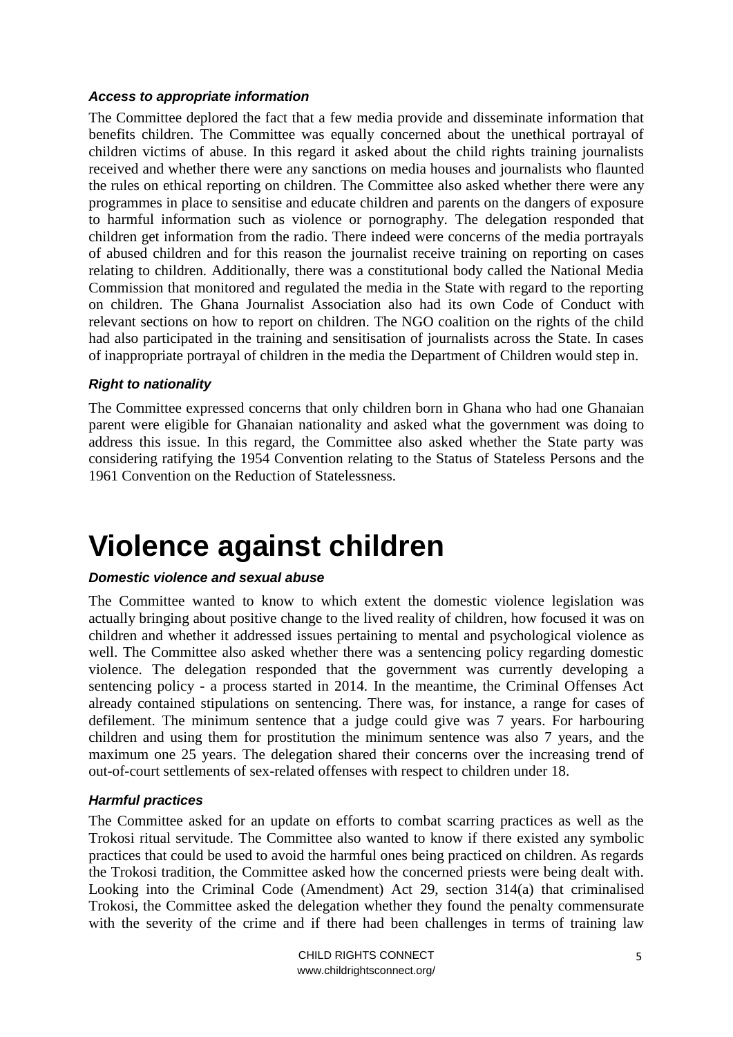### *Access to appropriate information*

The Committee deplored the fact that a few media provide and disseminate information that benefits children. The Committee was equally concerned about the unethical portrayal of children victims of abuse. In this regard it asked about the child rights training journalists received and whether there were any sanctions on media houses and journalists who flaunted the rules on ethical reporting on children. The Committee also asked whether there were any programmes in place to sensitise and educate children and parents on the dangers of exposure to harmful information such as violence or pornography. The delegation responded that children get information from the radio. There indeed were concerns of the media portrayals of abused children and for this reason the journalist receive training on reporting on cases relating to children. Additionally, there was a constitutional body called the National Media Commission that monitored and regulated the media in the State with regard to the reporting on children. The Ghana Journalist Association also had its own Code of Conduct with relevant sections on how to report on children. The NGO coalition on the rights of the child had also participated in the training and sensitisation of journalists across the State. In cases of inappropriate portrayal of children in the media the Department of Children would step in.

### *Right to nationality*

The Committee expressed concerns that only children born in Ghana who had one Ghanaian parent were eligible for Ghanaian nationality and asked what the government was doing to address this issue. In this regard, the Committee also asked whether the State party was considering ratifying the 1954 Convention relating to the Status of Stateless Persons and the 1961 Convention on the Reduction of Statelessness.

# Violence against children

### *Domestic violence and sexual abuse*

The Committee wanted to know to which extent the domestic violence legislation was actually bringing about positive change to the lived reality of children, how focused it was on children and whether it addressed issues pertaining to mental and psychological violence as well. The Committee also asked whether there was a sentencing policy regarding domestic violence. The delegation responded that the government was currently developing a sentencing policy - a process started in 2014. In the meantime, the Criminal Offenses Act already contained stipulations on sentencing. There was, for instance, a range for cases of defilement. The minimum sentence that a judge could give was 7 years. For harbouring children and using them for prostitution the minimum sentence was also 7 years, and the maximum one 25 years. The delegation shared their concerns over the increasing trend of out-of-court settlements of sex-related offenses with respect to children under 18.

### *Harmful practices*

The Committee asked for an update on efforts to combat scarring practices as well as the Trokosi ritual servitude. The Committee also wanted to know if there existed any symbolic practices that could be used to avoid the harmful ones being practiced on children. As regards the Trokosi tradition, the Committee asked how the concerned priests were being dealt with. Looking into the Criminal Code (Amendment) Act 29, section 314(a) that criminalised Trokosi, the Committee asked the delegation whether they found the penalty commensurate with the severity of the crime and if there had been challenges in terms of training law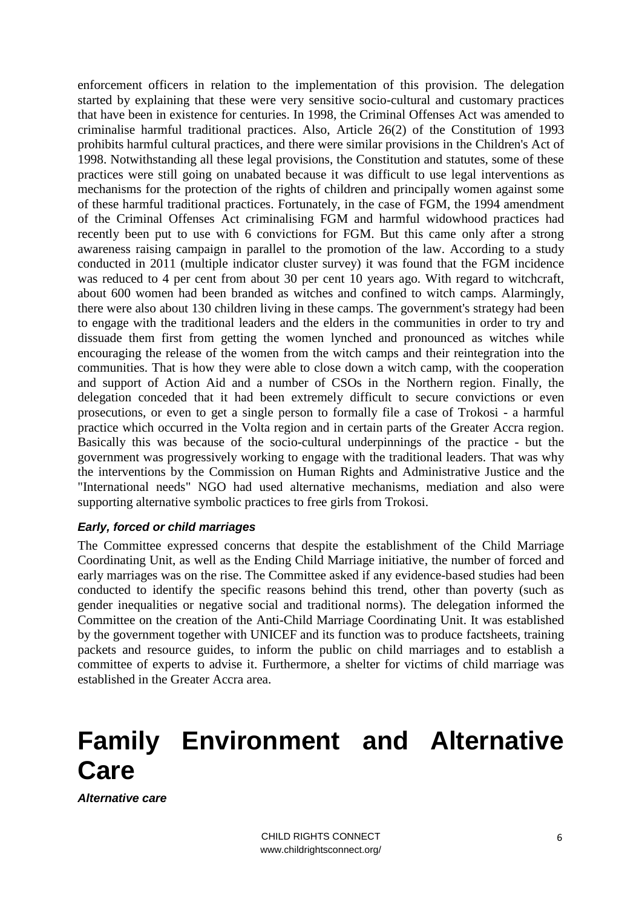enforcement officers in relation to the implementation of this provision. The delegation started by explaining that these were very sensitive socio-cultural and customary practices that have been in existence for centuries. In 1998, the Criminal Offenses Act was amended to criminalise harmful traditional practices. Also, Article 26(2) of the Constitution of 1993 prohibits harmful cultural practices, and there were similar provisions in the Children's Act of 1998. Notwithstanding all these legal provisions, the Constitution and statutes, some of these practices were still going on unabated because it was difficult to use legal interventions as mechanisms for the protection of the rights of children and principally women against some of these harmful traditional practices. Fortunately, in the case of FGM, the 1994 amendment of the Criminal Offenses Act criminalising FGM and harmful widowhood practices had recently been put to use with 6 convictions for FGM. But this came only after a strong awareness raising campaign in parallel to the promotion of the law. According to a study conducted in 2011 (multiple indicator cluster survey) it was found that the FGM incidence was reduced to 4 per cent from about 30 per cent 10 years ago. With regard to witchcraft, about 600 women had been branded as witches and confined to witch camps. Alarmingly, there were also about 130 children living in these camps. The government's strategy had been to engage with the traditional leaders and the elders in the communities in order to try and dissuade them first from getting the women lynched and pronounced as witches while encouraging the release of the women from the witch camps and their reintegration into the communities. That is how they were able to close down a witch camp, with the cooperation and support of Action Aid and a number of CSOs in the Northern region. Finally, the delegation conceded that it had been extremely difficult to secure convictions or even prosecutions, or even to get a single person to formally file a case of Trokosi - a harmful practice which occurred in the Volta region and in certain parts of the Greater Accra region. Basically this was because of the socio-cultural underpinnings of the practice - but the government was progressively working to engage with the traditional leaders. That was why the interventions by the Commission on Human Rights and Administrative Justice and the "International needs" NGO had used alternative mechanisms, mediation and also were supporting alternative symbolic practices to free girls from Trokosi.

### *Early, forced or child marriages*

The Committee expressed concerns that despite the establishment of the Child Marriage Coordinating Unit, as well as the Ending Child Marriage initiative, the number of forced and early marriages was on the rise. The Committee asked if any evidence-based studies had been conducted to identify the specific reasons behind this trend, other than poverty (such as gender inequalities or negative social and traditional norms). The delegation informed the Committee on the creation of the Anti-Child Marriage Coordinating Unit. It was established by the government together with UNICEF and its function was to produce factsheets, training packets and resource guides, to inform the public on child marriages and to establish a committee of experts to advise it. Furthermore, a shelter for victims of child marriage was established in the Greater Accra area.

# Family Environment and Alternative Care

### *Alternative care*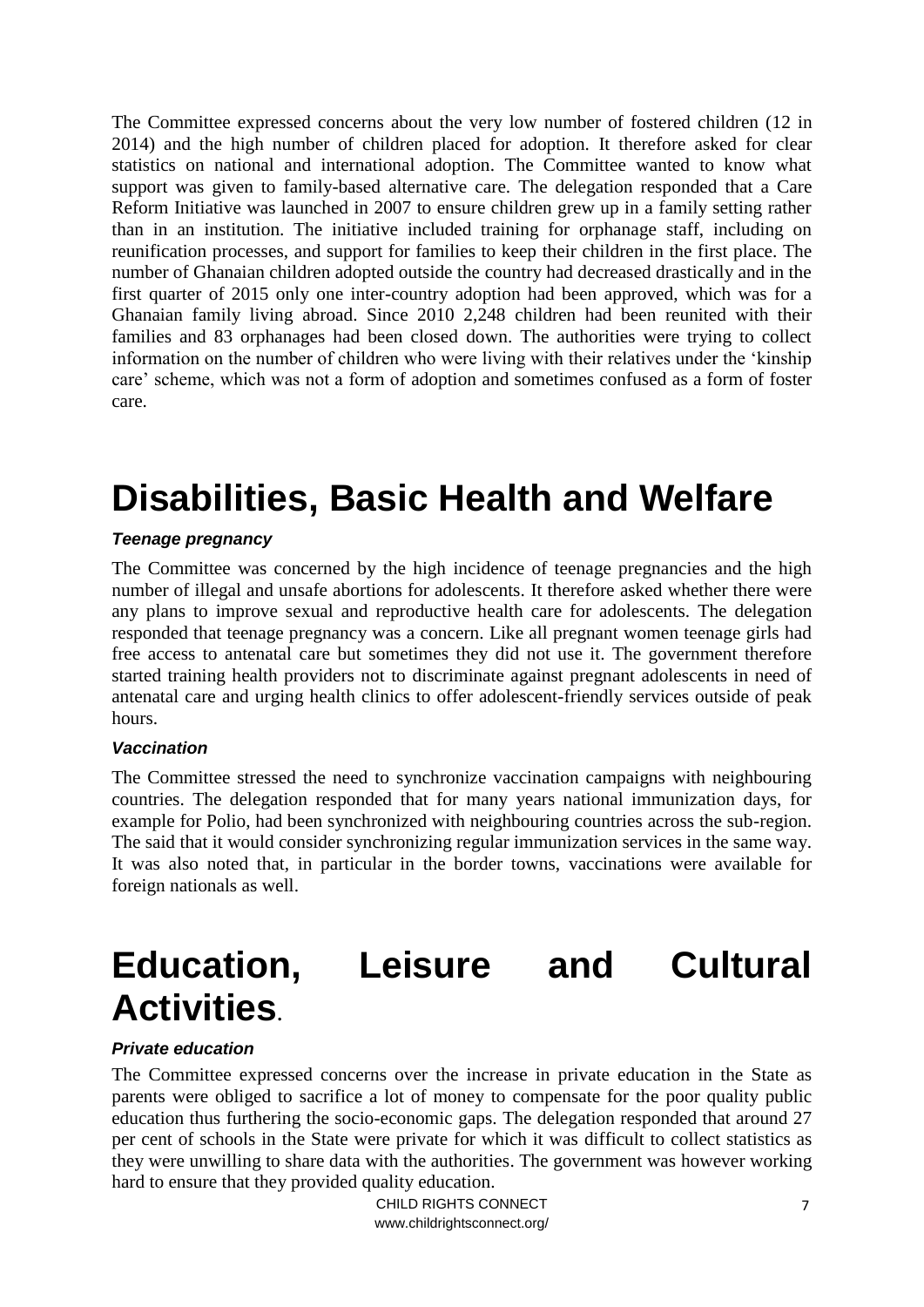The Committee expressed concerns about the very low number of fostered children (12 in 2014) and the high number of children placed for adoption. It therefore asked for clear statistics on national and international adoption. The Committee wanted to know what support was given to family-based alternative care. The delegation responded that a Care Reform Initiative was launched in 2007 to ensure children grew up in a family setting rather than in an institution. The initiative included training for orphanage staff, including on reunification processes, and support for families to keep their children in the first place. The number of Ghanaian children adopted outside the country had decreased drastically and in the first quarter of 2015 only one inter-country adoption had been approved, which was for a Ghanaian family living abroad. Since 2010 2,248 children had been reunited with their families and 83 orphanages had been closed down. The authorities were trying to collect information on the number of children who were living with their relatives under the 'kinship care' scheme, which was not a form of adoption and sometimes confused as a form of foster care.

# Disabilities, Basic Health and Welfare

***Teenage pregnancy***

The Committee was concerned by the high incidence of teenage pregnancies and the high number of illegal and unsafe abortions for adolescents. It therefore asked whether there were any plans to improve sexual and reproductive health care for adolescents. The delegation responded that teenage pregnancy was a concern. Like all pregnant women teenage girls had free access to antenatal care but sometimes they did not use it. The government therefore started training health providers not to discriminate against pregnant adolescents in need of antenatal care and urging health clinics to offer adolescent-friendly services outside of peak hours.

***Vaccination***

The Committee stressed the need to synchronize vaccination campaigns with neighbouring countries. The delegation responded that for many years national immunization days, for example for Polio, had been synchronized with neighbouring countries across the sub-region. The said that it would consider synchronizing regular immunization services in the same way. It was also noted that, in particular in the border towns, vaccinations were available for foreign nationals as well.

# Education, Leisure and Cultural Activities.

***Private education***

The Committee expressed concerns over the increase in private education in the State as parents were obliged to sacrifice a lot of money to compensate for the poor quality public education thus furthering the socio-economic gaps. The delegation responded that around 27 per cent of schools in the State were private for which it was difficult to collect statistics as they were unwilling to share data with the authorities. The government was however working hard to ensure that they provided quality education.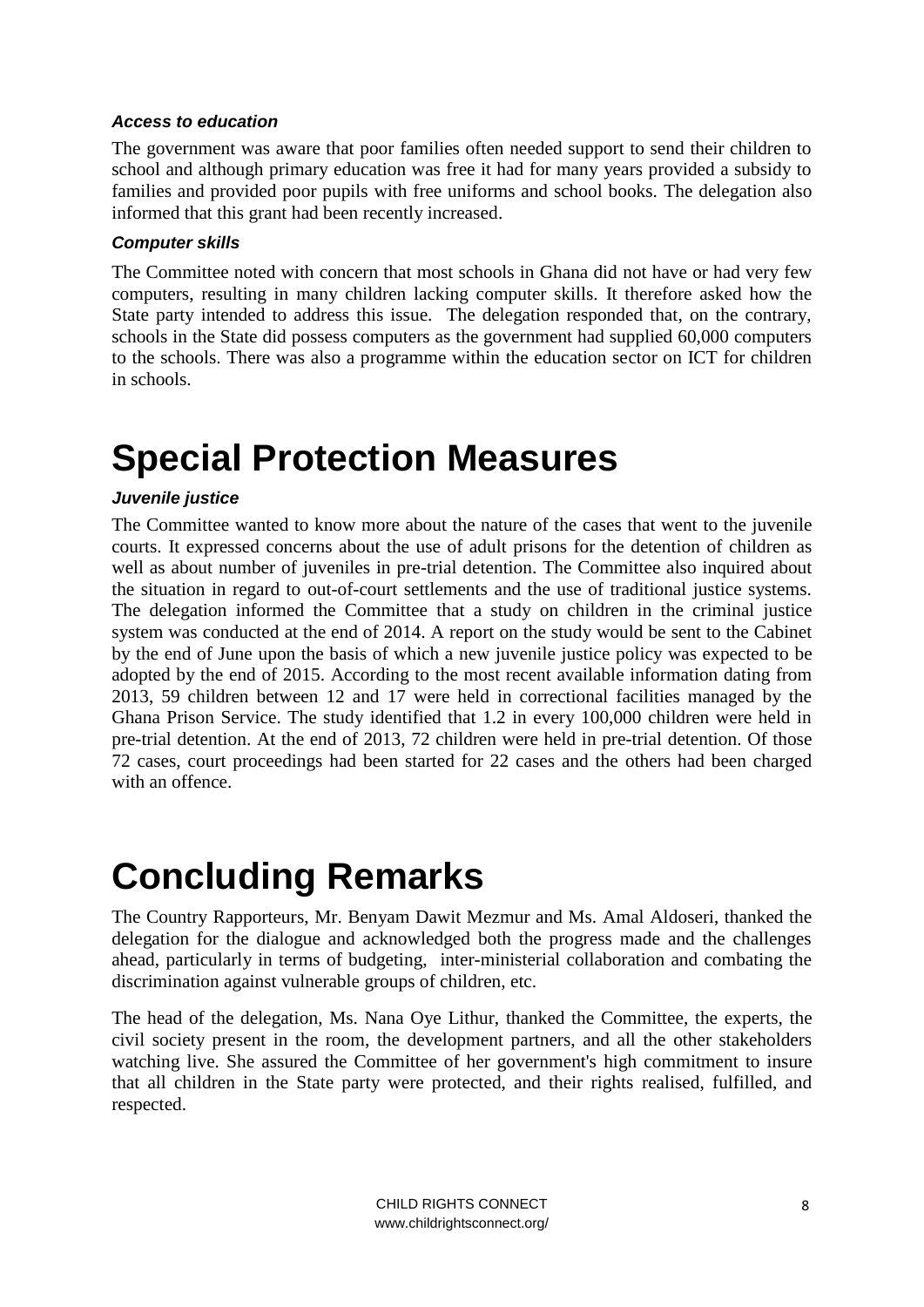### *Access to education*

The government was aware that poor families often needed support to send their children to school and although primary education was free it had for many years provided a subsidy to families and provided poor pupils with free uniforms and school books. The delegation also informed that this grant had been recently increased.

### *Computer skills*

The Committee noted with concern that most schools in Ghana did not have or had very few computers, resulting in many children lacking computer skills. It therefore asked how the State party intended to address this issue. The delegation responded that, on the contrary, schools in the State did possess computers as the government had supplied 60,000 computers to the schools. There was also a programme within the education sector on ICT for children in schools.

# Special Protection Measures

### *Juvenile justice*

The Committee wanted to know more about the nature of the cases that went to the juvenile courts. It expressed concerns about the use of adult prisons for the detention of children as well as about number of juveniles in pre-trial detention. The Committee also inquired about the situation in regard to out-of-court settlements and the use of traditional justice systems. The delegation informed the Committee that a study on children in the criminal justice system was conducted at the end of 2014. A report on the study would be sent to the Cabinet by the end of June upon the basis of which a new juvenile justice policy was expected to be adopted by the end of 2015. According to the most recent available information dating from 2013, 59 children between 12 and 17 were held in correctional facilities managed by the Ghana Prison Service. The study identified that 1.2 in every 100,000 children were held in pre-trial detention. At the end of 2013, 72 children were held in pre-trial detention. Of those 72 cases, court proceedings had been started for 22 cases and the others had been charged with an offence.

# Concluding Remarks

The Country Rapporteurs, Mr. Benyam Dawit Mezmur and Ms. Amal Aldoseri, thanked the delegation for the dialogue and acknowledged both the progress made and the challenges ahead, particularly in terms of budgeting, inter-ministerial collaboration and combating the discrimination against vulnerable groups of children, etc.

The head of the delegation, Ms. Nana Oye Lithur, thanked the Committee, the experts, the civil society present in the room, the development partners, and all the other stakeholders watching live. She assured the Committee of her government's high commitment to insure that all children in the State party were protected, and their rights realised, fulfilled, and respected.